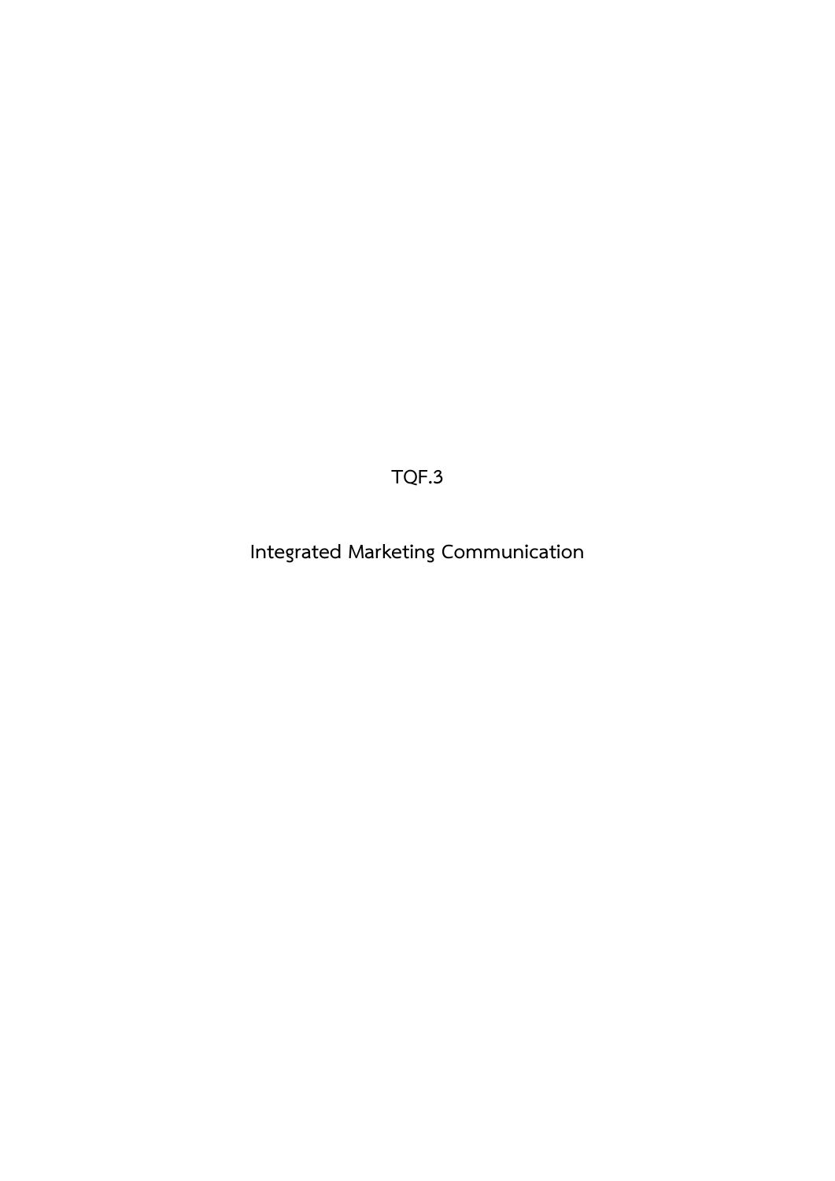# TQF.3

# Integrated Marketing Communication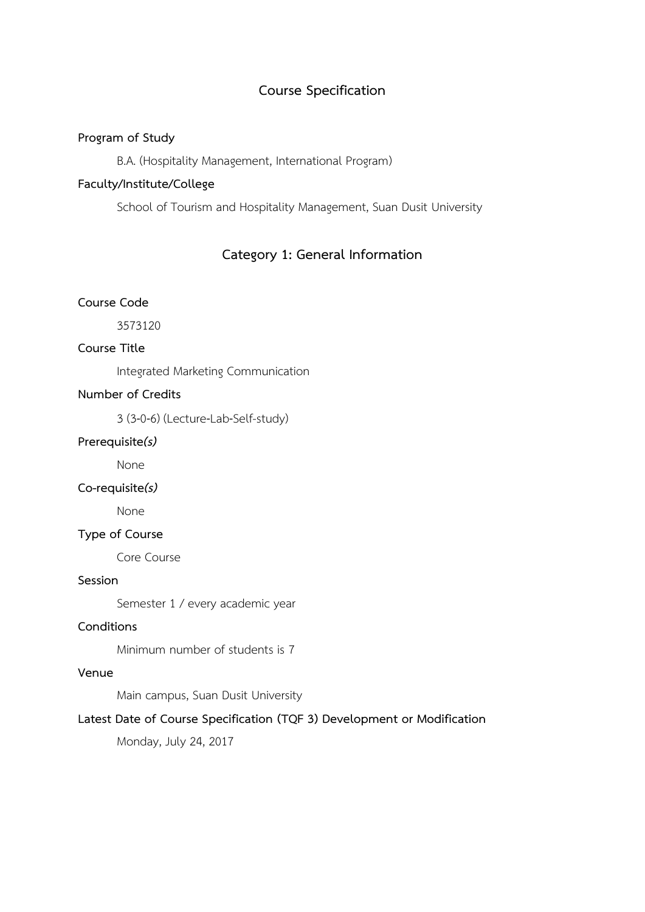# Course Specification

**Program of Study**

B.A. (Hospitality Management, International Program)

**Faculty/Institute/College**

School of Tourism and Hospitality Management, Suan Dusit University

## Category 1: General Information

**Course Code**

3573120

**Course Title**

Integrated Marketing Communication

**Number of Credits**

3 (3-0-6) (Lecture-Lab-Self-study)

**Prerequisite*(s)***

None

**Co-requisite*(s)***

None

**Type of Course**

Core Course

**Session**

Semester 1 / every academic year

**Conditions**

Minimum number of students is 7

**Venue**

Main campus, Suan Dusit University

**Latest Date of Course Specification (TQF 3) Development or Modification**

Monday, July 24, 2017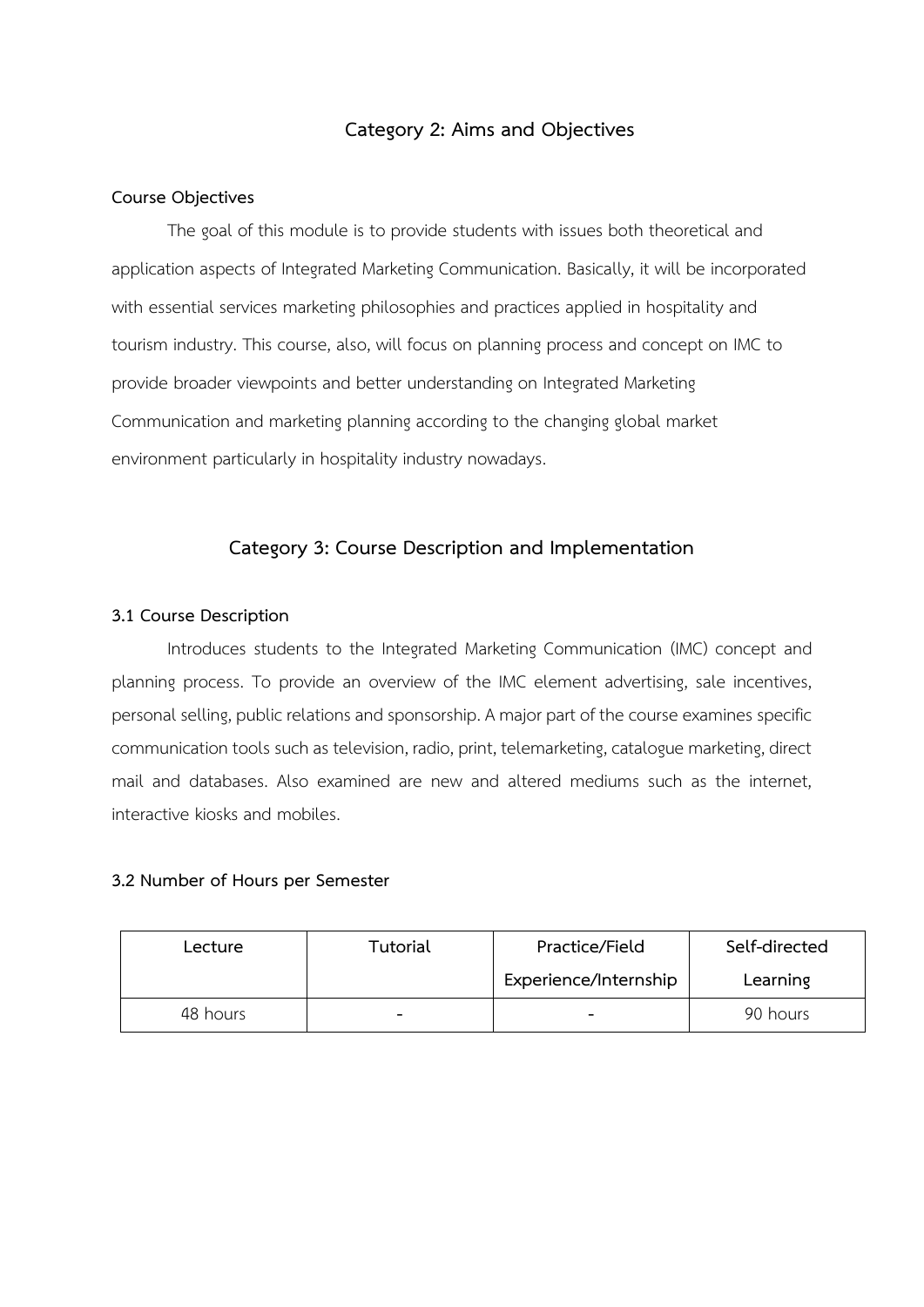## Category 2: Aims and Objectives

**Course Objectives**

The goal of this module is to provide students with issues both theoretical and application aspects of Integrated Marketing Communication. Basically, it will be incorporated with essential services marketing philosophies and practices applied in hospitality and tourism industry. This course, also, will focus on planning process and concept on IMC to provide broader viewpoints and better understanding on Integrated Marketing Communication and marketing planning according to the changing global market environment particularly in hospitality industry nowadays.

## Category 3: Course Description and Implementation

**3.1 Course Description**

Introduces students to the Integrated Marketing Communication (IMC) concept and planning process. To provide an overview of the IMC element advertising, sale incentives, personal selling, public relations and sponsorship. A major part of the course examines specific communication tools such as television, radio, print, telemarketing, catalogue marketing, direct mail and databases. Also examined are new and altered mediums such as the internet, interactive kiosks and mobiles.

**3.2 Number of Hours per Semester**

| Lecture | Tutorial | Practice/Field Experience/Internship | Self-directed Learning |
|---|---|---|---|
| 48 hours | - | - | 90 hours |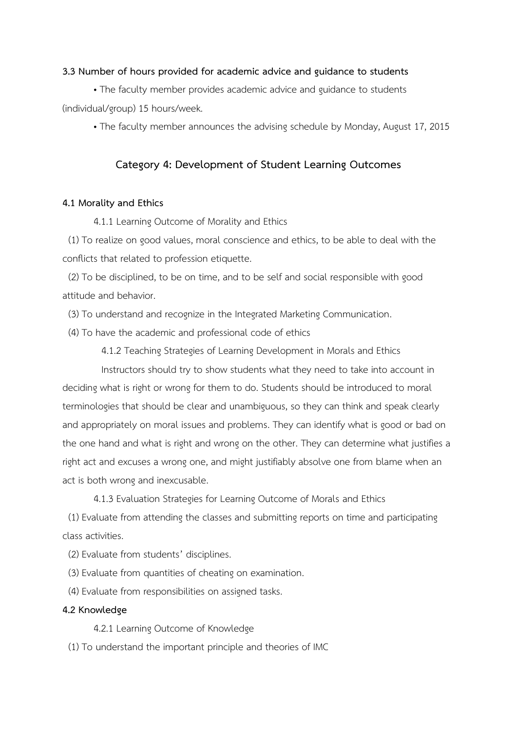**3.3 Number of hours provided for academic advice and guidance to students**

• The faculty member provides academic advice and guidance to students (individual/group) 15 hours/week.

• The faculty member announces the advising schedule by Monday, August 17, 2015

## Category 4: Development of Student Learning Outcomes

**4.1 Morality and Ethics**

4.1.1 Learning Outcome of Morality and Ethics

(1) To realize on good values, moral conscience and ethics, to be able to deal with the conflicts that related to profession etiquette.

(2) To be disciplined, to be on time, and to be self and social responsible with good attitude and behavior.

(3) To understand and recognize in the Integrated Marketing Communication.

(4) To have the academic and professional code of ethics

4.1.2 Teaching Strategies of Learning Development in Morals and Ethics

Instructors should try to show students what they need to take into account in deciding what is right or wrong for them to do. Students should be introduced to moral terminologies that should be clear and unambiguous, so they can think and speak clearly and appropriately on moral issues and problems. They can identify what is good or bad on the one hand and what is right and wrong on the other. They can determine what justifies a right act and excuses a wrong one, and might justifiably absolve one from blame when an act is both wrong and inexcusable.

4.1.3 Evaluation Strategies for Learning Outcome of Morals and Ethics

(1) Evaluate from attending the classes and submitting reports on time and participating class activities.

(2) Evaluate from students' disciplines.

(3) Evaluate from quantities of cheating on examination.

(4) Evaluate from responsibilities on assigned tasks.

**4.2 Knowledge**

4.2.1 Learning Outcome of Knowledge

(1) To understand the important principle and theories of IMC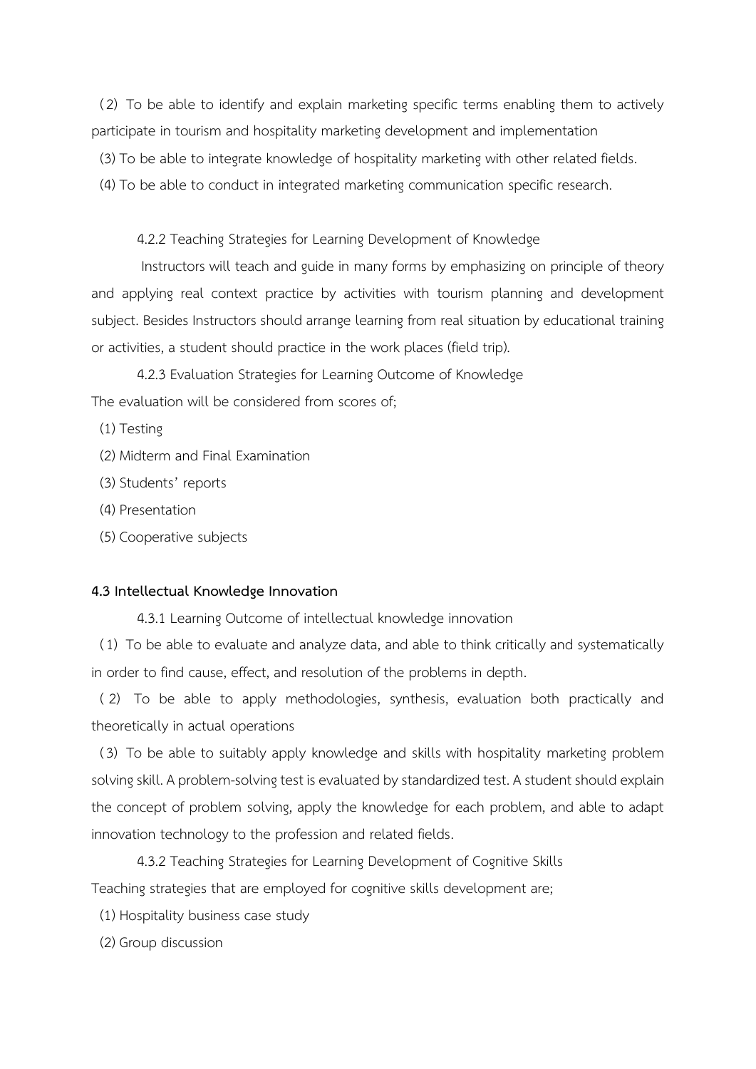(2) To be able to identify and explain marketing specific terms enabling them to actively participate in tourism and hospitality marketing development and implementation

(3) To be able to integrate knowledge of hospitality marketing with other related fields.

(4) To be able to conduct in integrated marketing communication specific research.

4.2.2 Teaching Strategies for Learning Development of Knowledge

Instructors will teach and guide in many forms by emphasizing on principle of theory and applying real context practice by activities with tourism planning and development subject. Besides Instructors should arrange learning from real situation by educational training or activities, a student should practice in the work places (field trip).

4.2.3 Evaluation Strategies for Learning Outcome of Knowledge

The evaluation will be considered from scores of;

(1) Testing

(2) Midterm and Final Examination

(3) Students' reports

(4) Presentation

(5) Cooperative subjects

**4.3 Intellectual Knowledge Innovation**

4.3.1 Learning Outcome of intellectual knowledge innovation

(1) To be able to evaluate and analyze data, and able to think critically and systematically in order to find cause, effect, and resolution of the problems in depth.

(2) To be able to apply methodologies, synthesis, evaluation both practically and theoretically in actual operations

(3) To be able to suitably apply knowledge and skills with hospitality marketing problem solving skill. A problem-solving test is evaluated by standardized test. A student should explain the concept of problem solving, apply the knowledge for each problem, and able to adapt innovation technology to the profession and related fields.

4.3.2 Teaching Strategies for Learning Development of Cognitive Skills

Teaching strategies that are employed for cognitive skills development are;

(1) Hospitality business case study

(2) Group discussion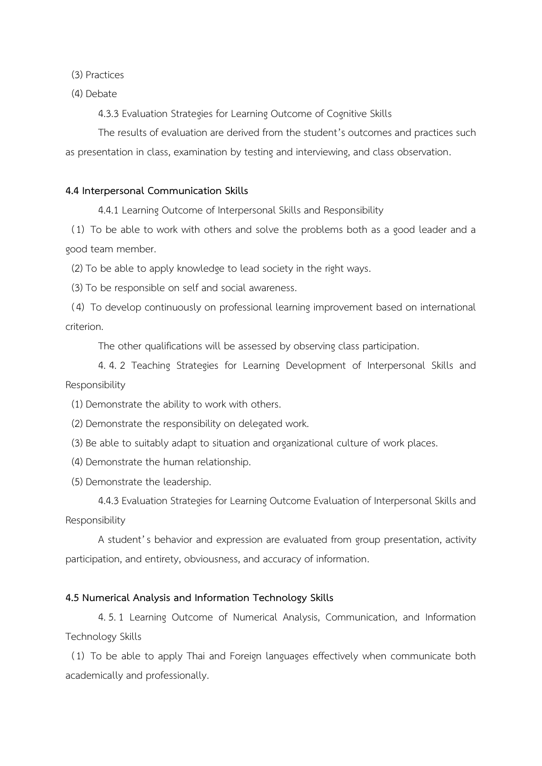(3) Practices

(4) Debate

4.3.3 Evaluation Strategies for Learning Outcome of Cognitive Skills

The results of evaluation are derived from the student's outcomes and practices such as presentation in class, examination by testing and interviewing, and class observation.

**4.4 Interpersonal Communication Skills**

4.4.1 Learning Outcome of Interpersonal Skills and Responsibility

(1) To be able to work with others and solve the problems both as a good leader and a good team member.

(2) To be able to apply knowledge to lead society in the right ways.

(3) To be responsible on self and social awareness.

(4) To develop continuously on professional learning improvement based on international criterion.

The other qualifications will be assessed by observing class participation.

4.4.2 Teaching Strategies for Learning Development of Interpersonal Skills and Responsibility

(1) Demonstrate the ability to work with others.

(2) Demonstrate the responsibility on delegated work.

(3) Be able to suitably adapt to situation and organizational culture of work places.

(4) Demonstrate the human relationship.

(5) Demonstrate the leadership.

4.4.3 Evaluation Strategies for Learning Outcome Evaluation of Interpersonal Skills and Responsibility

A student's behavior and expression are evaluated from group presentation, activity participation, and entirety, obviousness, and accuracy of information.

**4.5 Numerical Analysis and Information Technology Skills**

4.5.1 Learning Outcome of Numerical Analysis, Communication, and Information Technology Skills

(1) To be able to apply Thai and Foreign languages effectively when communicate both academically and professionally.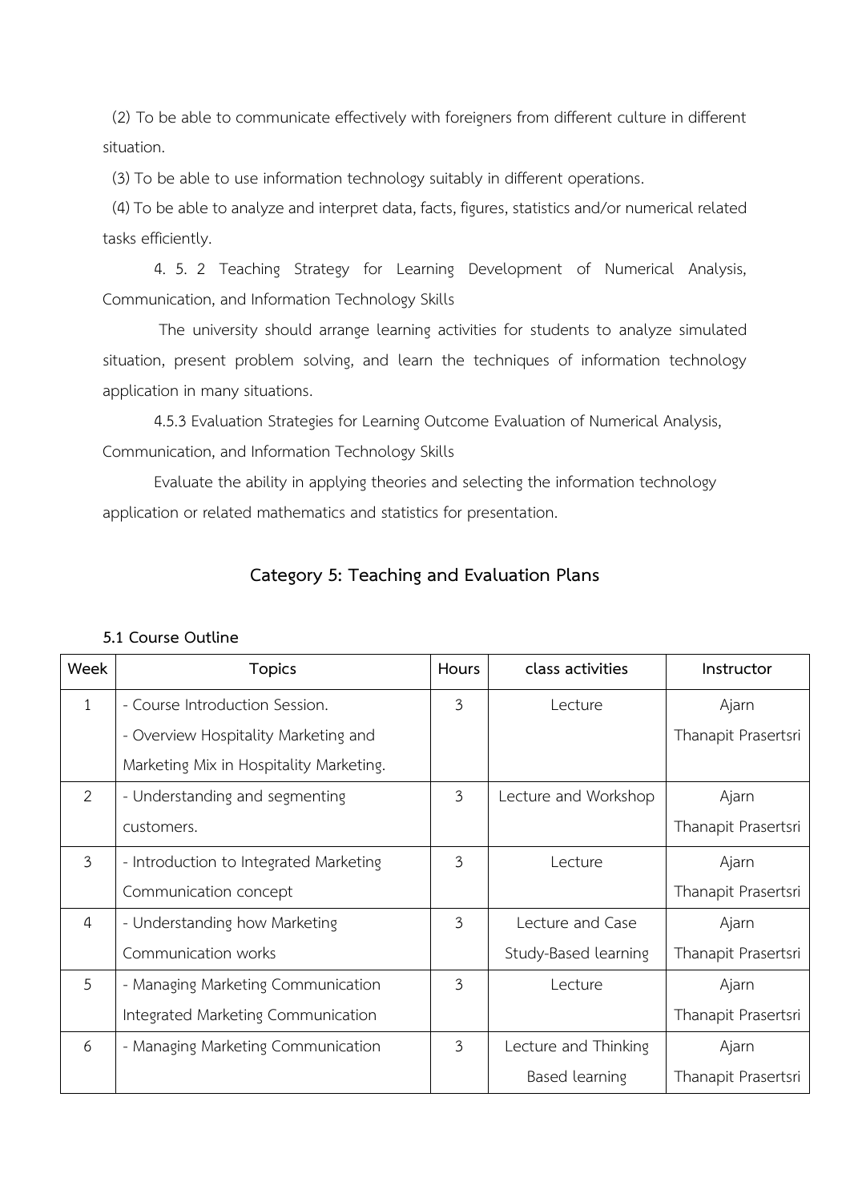(2) To be able to communicate effectively with foreigners from different culture in different situation.

(3) To be able to use information technology suitably in different operations.

(4) To be able to analyze and interpret data, facts, figures, statistics and/or numerical related tasks efficiently.

4. 5. 2 Teaching Strategy for Learning Development of Numerical Analysis, Communication, and Information Technology Skills

The university should arrange learning activities for students to analyze simulated situation, present problem solving, and learn the techniques of information technology application in many situations.

4.5.3 Evaluation Strategies for Learning Outcome Evaluation of Numerical Analysis, Communication, and Information Technology Skills

Evaluate the ability in applying theories and selecting the information technology application or related mathematics and statistics for presentation.

## Category 5: Teaching and Evaluation Plans

**5.1 Course Outline**

| Week | Topics | Hours | class activities | Instructor |
|---|---|---|---|---|
| 1 | - Course Introduction Session.<br>- Overview Hospitality Marketing and Marketing Mix in Hospitality Marketing. | 3 | Lecture | Ajarn Thanapit Prasertsri |
| 2 | - Understanding and segmenting customers. | 3 | Lecture and Workshop | Ajarn Thanapit Prasertsri |
| 3 | - Introduction to Integrated Marketing Communication concept | 3 | Lecture | Ajarn Thanapit Prasertsri |
| 4 | - Understanding how Marketing Communication works | 3 | Lecture and Case Study-Based learning | Ajarn Thanapit Prasertsri |
| 5 | - Managing Marketing Communication Integrated Marketing Communication | 3 | Lecture | Ajarn Thanapit Prasertsri |
| 6 | - Managing Marketing Communication | 3 | Lecture and Thinking Based learning | Ajarn Thanapit Prasertsri |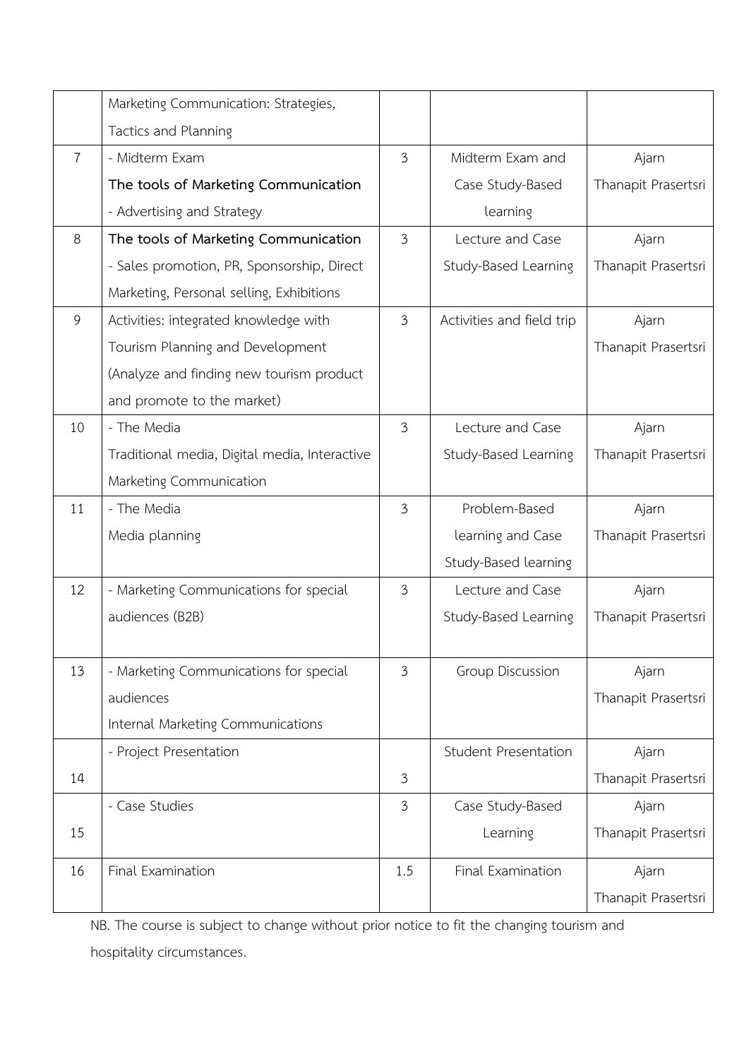| | | | | |
|---|---|---|---|---|
| | Marketing Communication: Strategies, Tactics and Planning | | | |
| 7 | - Midterm Exam<br>**The tools of Marketing Communication**<br>- Advertising and Strategy | 3 | Midterm Exam and Case Study-Based learning | Ajarn Thanapit Prasertsri |
| 8 | **The tools of Marketing Communication**<br>- Sales promotion, PR, Sponsorship, Direct Marketing, Personal selling, Exhibitions | 3 | Lecture and Case Study-Based Learning | Ajarn Thanapit Prasertsri |
| 9 | Activities: integrated knowledge with Tourism Planning and Development (Analyze and finding new tourism product and promote to the market) | 3 | Activities and field trip | Ajarn Thanapit Prasertsri |
| 10 | - The Media<br>Traditional media, Digital media, Interactive Marketing Communication | 3 | Lecture and Case Study-Based Learning | Ajarn Thanapit Prasertsri |
| 11 | - The Media<br>Media planning | 3 | Problem-Based learning and Case Study-Based learning | Ajarn Thanapit Prasertsri |
| 12 | - Marketing Communications for special audiences (B2B) | 3 | Lecture and Case Study-Based Learning | Ajarn Thanapit Prasertsri |
| 13 | - Marketing Communications for special audiences<br>Internal Marketing Communications | 3 | Group Discussion | Ajarn Thanapit Prasertsri |
| 14 | - Project Presentation | 3 | Student Presentation | Ajarn Thanapit Prasertsri |
| 15 | - Case Studies | 3 | Case Study-Based Learning | Ajarn Thanapit Prasertsri |
| 16 | Final Examination | 1.5 | Final Examination | Ajarn Thanapit Prasertsri |

NB. The course is subject to change without prior notice to fit the changing tourism and hospitality circumstances.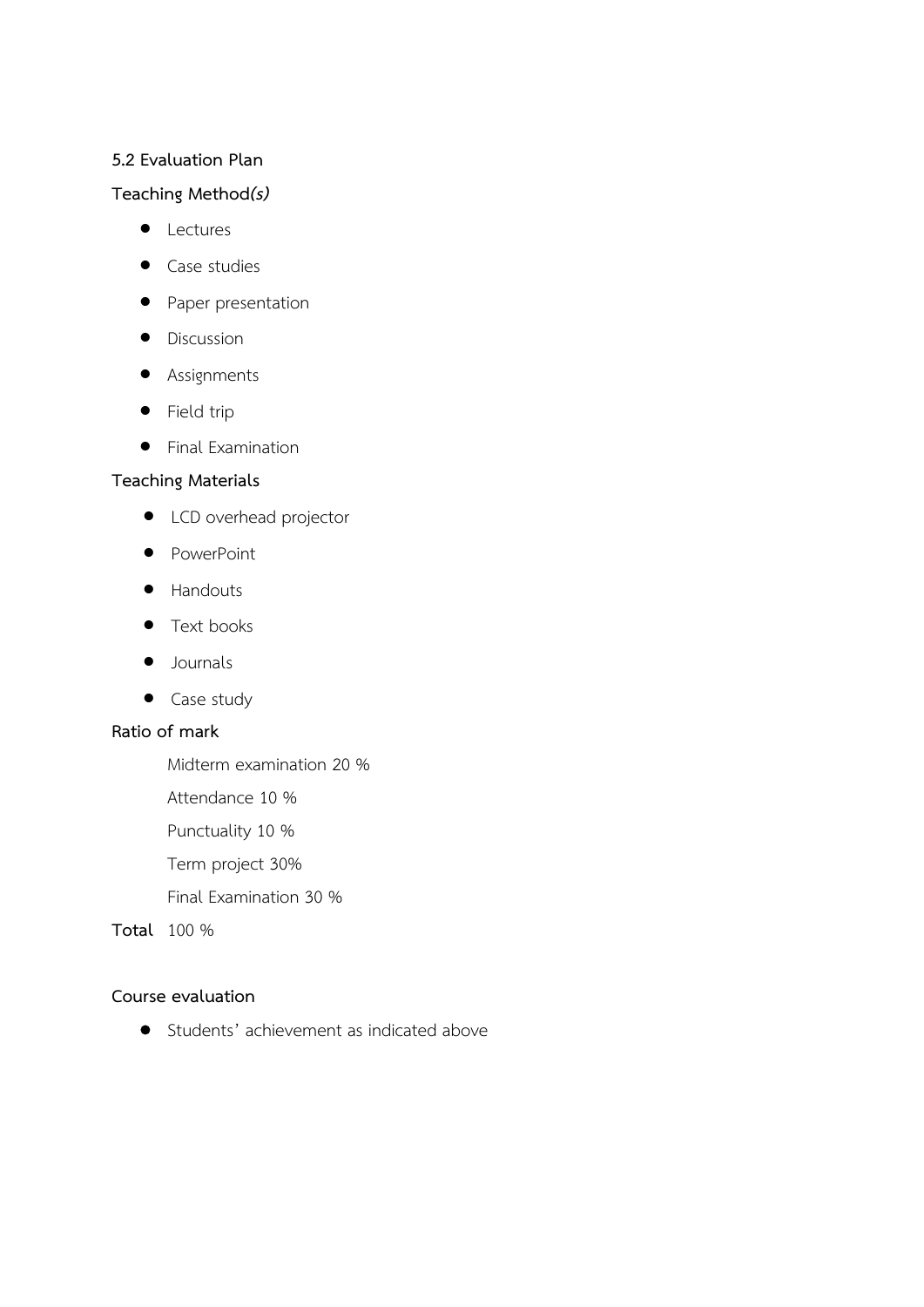**5.2 Evaluation Plan**

**Teaching Method*(s)***

- Lectures
- Case studies
- Paper presentation
- Discussion
- Assignments
- Field trip
- Final Examination

**Teaching Materials**

- LCD overhead projector
- PowerPoint
- Handouts
- Text books
- Journals
- Case study

**Ratio of mark**

Midterm examination 20 %

Attendance 10 %

Punctuality 10 %

Term project 30%

Final Examination 30 %

**Total** 100 %

**Course evaluation**

- Students' achievement as indicated above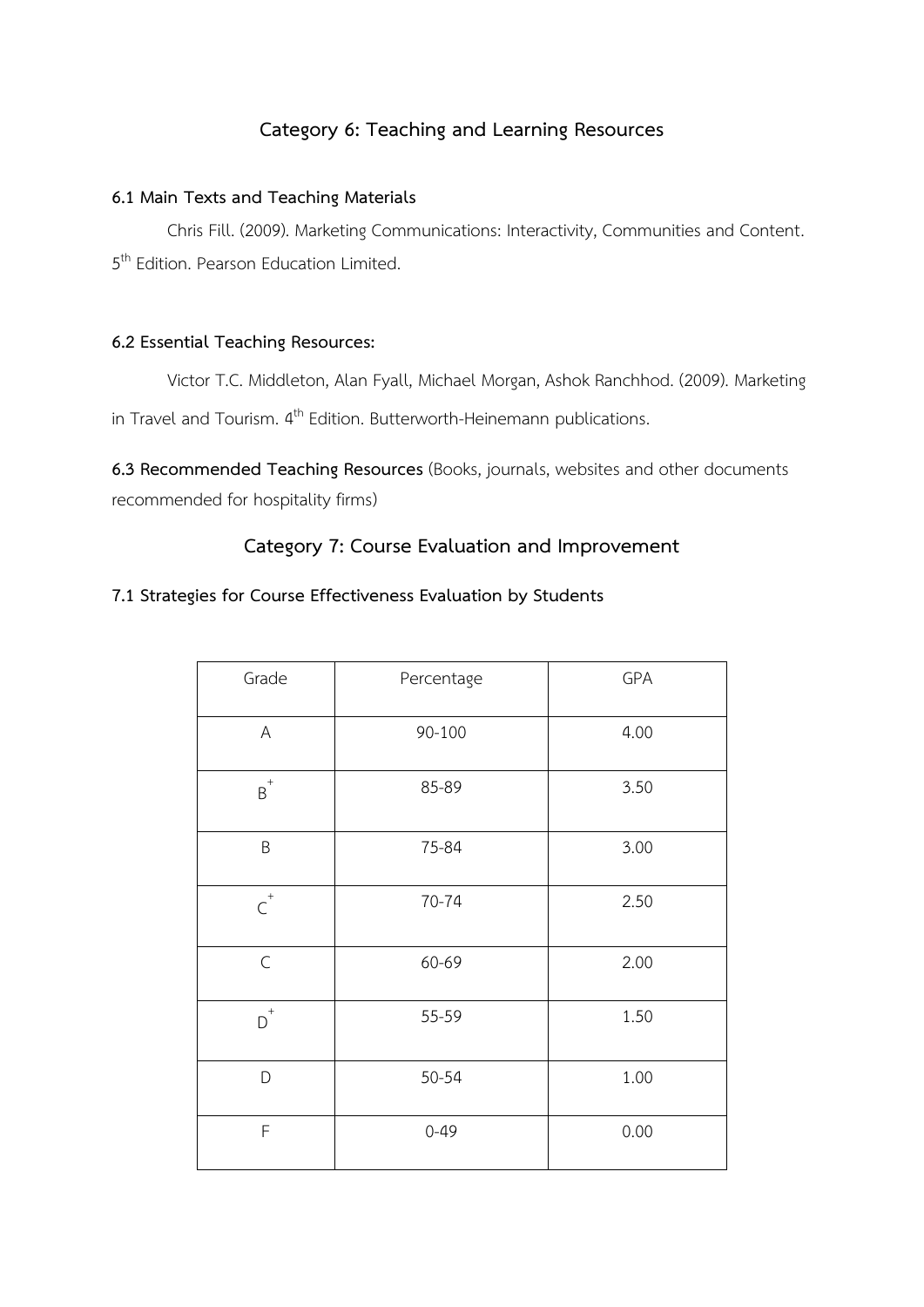## Category 6: Teaching and Learning Resources

### 6.1 Main Texts and Teaching Materials

Chris Fill. (2009). Marketing Communications: Interactivity, Communities and Content. 5th Edition. Pearson Education Limited.

### 6.2 Essential Teaching Resources:

Victor T.C. Middleton, Alan Fyall, Michael Morgan, Ashok Ranchhod. (2009). Marketing in Travel and Tourism. 4th Edition. Butterworth-Heinemann publications.

**6.3 Recommended Teaching Resources** (Books, journals, websites and other documents recommended for hospitality firms)

## Category 7: Course Evaluation and Improvement

### 7.1 Strategies for Course Effectiveness Evaluation by Students

| Grade | Percentage | GPA |
|---|---|---|
| A | 90-100 | 4.00 |
| B+ | 85-89 | 3.50 |
| B | 75-84 | 3.00 |
| C+ | 70-74 | 2.50 |
| C | 60-69 | 2.00 |
| D+ | 55-59 | 1.50 |
| D | 50-54 | 1.00 |
| F | 0-49 | 0.00 |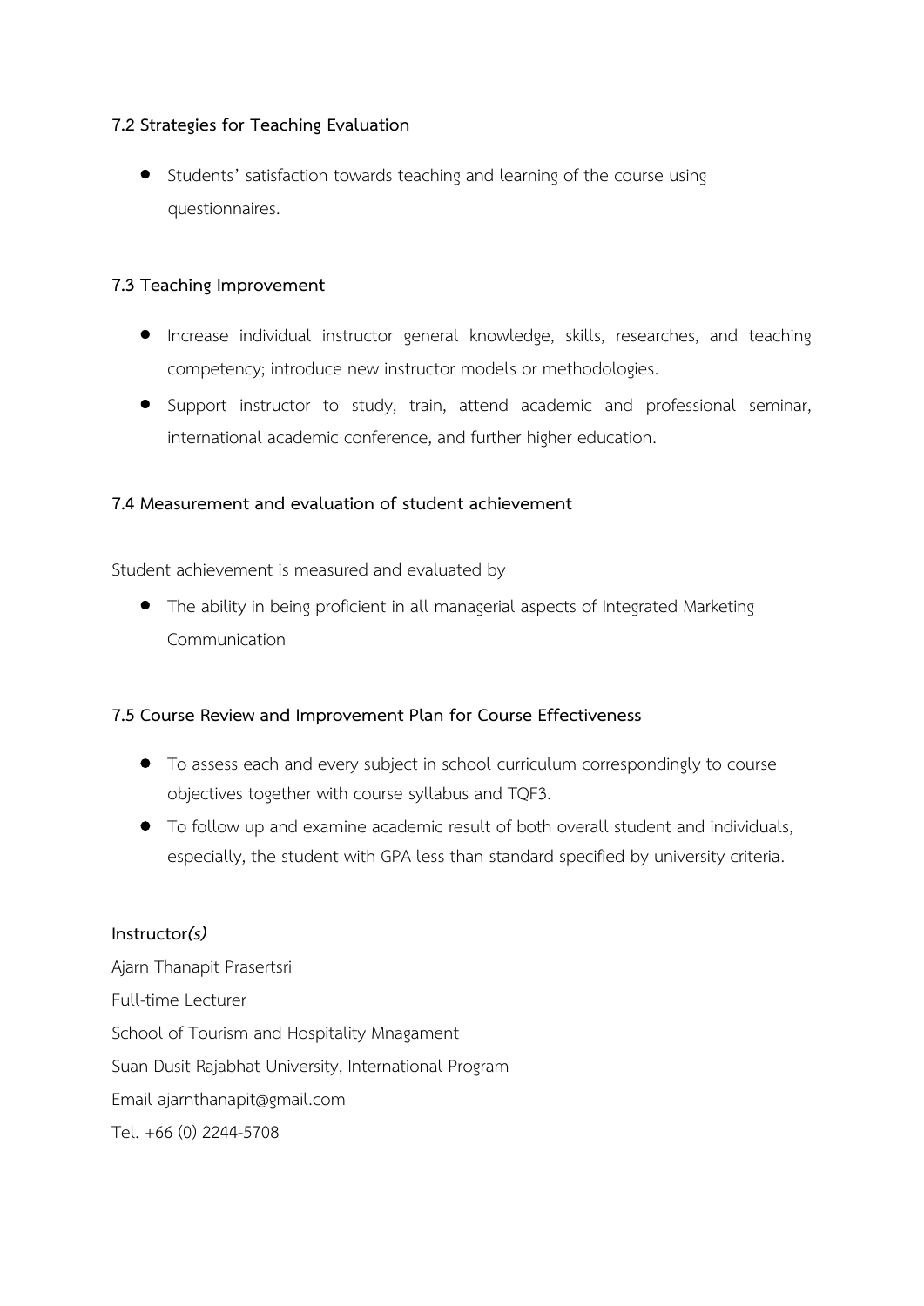### 7.2 Strategies for Teaching Evaluation

- Students' satisfaction towards teaching and learning of the course using questionnaires.

### 7.3 Teaching Improvement

- Increase individual instructor general knowledge, skills, researches, and teaching competency; introduce new instructor models or methodologies.
- Support instructor to study, train, attend academic and professional seminar, international academic conference, and further higher education.

### 7.4 Measurement and evaluation of student achievement

Student achievement is measured and evaluated by

- The ability in being proficient in all managerial aspects of Integrated Marketing Communication

### 7.5 Course Review and Improvement Plan for Course Effectiveness

- To assess each and every subject in school curriculum correspondingly to course objectives together with course syllabus and TQF3.
- To follow up and examine academic result of both overall student and individuals, especially, the student with GPA less than standard specified by university criteria.

**Instructor*(s)***

Ajarn Thanapit Prasertsri

Full-time Lecturer

School of Tourism and Hospitality Mnagament

Suan Dusit Rajabhat University, International Program

Email ajarnthanapit@gmail.com

Tel. +66 (0) 2244-5708